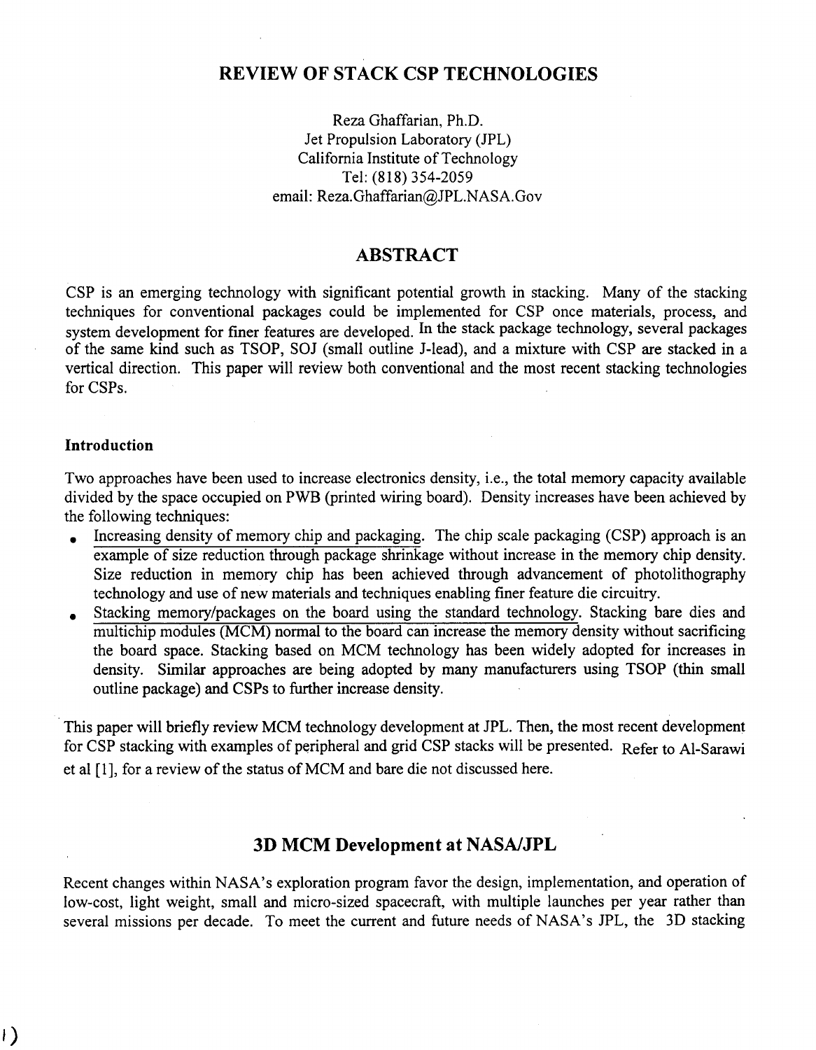# REVIEW OF STACK CSP TECHNOLOGIES

Reza Ghaffarian, Ph.D.
Jet Propulsion Laboratory (JPL)
California Institute of Technology
Tel: (818) 354-2059
email: Reza.Ghaffarian@JPL.NASA.Gov

## ABSTRACT

CSP is an emerging technology with significant potential growth in stacking. Many of the stacking techniques for conventional packages could be implemented for CSP once materials, process, and system development for finer features are developed. In the stack package technology, several packages of the same kind such as TSOP, SOJ (small outline J-lead), and a mixture with CSP are stacked in a vertical direction. This paper will review both conventional and the most recent stacking technologies for CSPs.

### Introduction

Two approaches have been used to increase electronics density, i.e., the total memory capacity available divided by the space occupied on PWB (printed wiring board). Density increases have been achieved by the following techniques:

- Increasing density of memory chip and packaging. The chip scale packaging (CSP) approach is an example of size reduction through package shrinkage without increase in the memory chip density. Size reduction in memory chip has been achieved through advancement of photolithography technology and use of new materials and techniques enabling finer feature die circuitry.
- Stacking memory/packages on the board using the standard technology. Stacking bare dies and multichip modules (MCM) normal to the board can increase the memory density without sacrificing the board space. Stacking based on MCM technology has been widely adopted for increases in density. Similar approaches are being adopted by many manufacturers using TSOP (thin small outline package) and CSPs to further increase density.

This paper will briefly review MCM technology development at JPL. Then, the most recent development for CSP stacking with examples of peripheral and grid CSP stacks will be presented. Refer to Al-Sarawi et al [1], for a review of the status of MCM and bare die not discussed here.

## 3D MCM Development at NASA/JPL

Recent changes within NASA's exploration program favor the design, implementation, and operation of low-cost, light weight, small and micro-sized spacecraft, with multiple launches per year rather than several missions per decade. To meet the current and future needs of NASA's JPL, the 3D stacking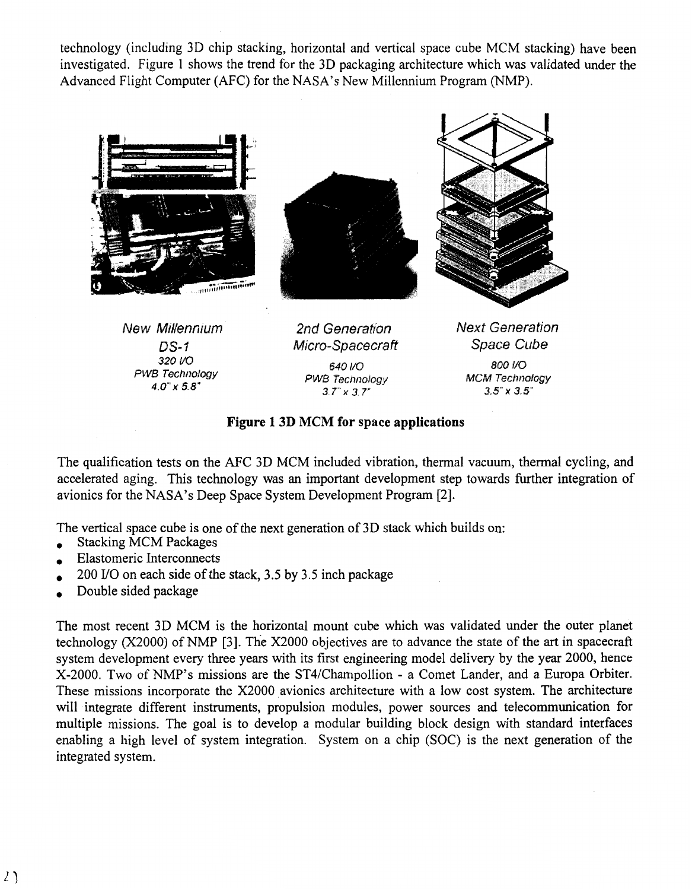technology (including 3D chip stacking, horizontal and vertical space cube MCM stacking) have been investigated. Figure 1 shows the trend for the 3D packaging architecture which was validated under the Advanced Flight Computer (AFC) for the NASA's New Millennium Program (NMP).

*New Millennium DS-1*
320 I/O
PWB Technology
4.0" x 5.8"

*2nd Generation Micro-Spacecraft*
640 I/O
PWB Technology
3.7" x 3.7"

*Next Generation Space Cube*
800 I/O
MCM Technology
3.5" x 3.5"

**Figure 1 3D MCM for space applications**

The qualification tests on the AFC 3D MCM included vibration, thermal vacuum, thermal cycling, and accelerated aging. This technology was an important development step towards further integration of avionics for the NASA's Deep Space System Development Program [2].

The vertical space cube is one of the next generation of 3D stack which builds on:

- Stacking MCM Packages
- Elastomeric Interconnects
- 200 I/O on each side of the stack, 3.5 by 3.5 inch package
- Double sided package

The most recent 3D MCM is the horizontal mount cube which was validated under the outer planet technology (X2000) of NMP [3]. The X2000 objectives are to advance the state of the art in spacecraft system development every three years with its first engineering model delivery by the year 2000, hence X-2000. Two of NMP's missions are the ST4/Champollion - a Comet Lander, and a Europa Orbiter. These missions incorporate the X2000 avionics architecture with a low cost system. The architecture will integrate different instruments, propulsion modules, power sources and telecommunication for multiple missions. The goal is to develop a modular building block design with standard interfaces enabling a high level of system integration. System on a chip (SOC) is the next generation of the integrated system.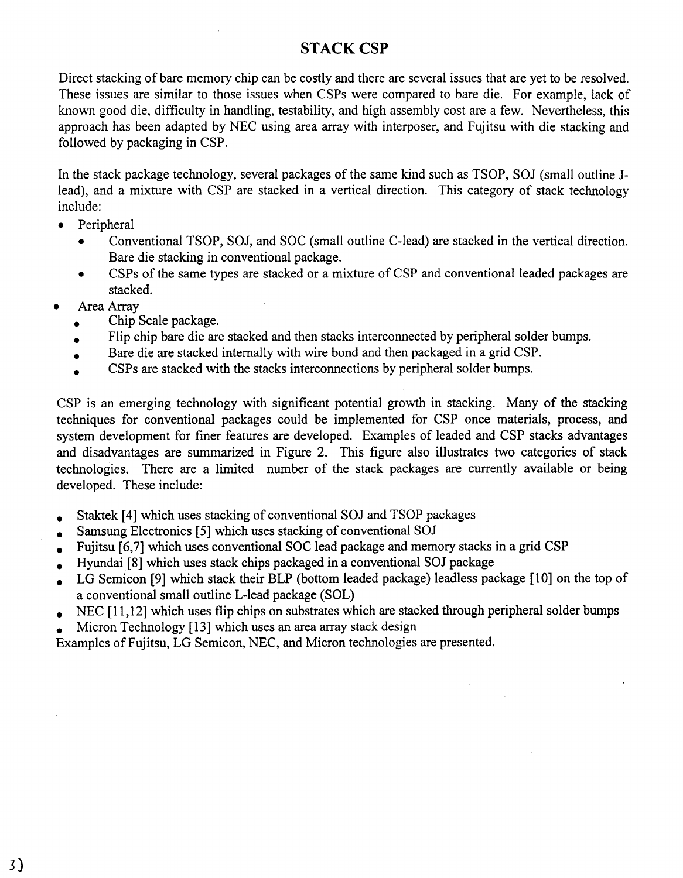# STACK CSP

Direct stacking of bare memory chip can be costly and there are several issues that are yet to be resolved. These issues are similar to those issues when CSPs were compared to bare die. For example, lack of known good die, difficulty in handling, testability, and high assembly cost are a few. Nevertheless, this approach has been adapted by NEC using area array with interposer, and Fujitsu with die stacking and followed by packaging in CSP.

In the stack package technology, several packages of the same kind such as TSOP, SOJ (small outline J-lead), and a mixture with CSP are stacked in a vertical direction. This category of stack technology include:

- Peripheral
  - Conventional TSOP, SOJ, and SOC (small outline C-lead) are stacked in the vertical direction. Bare die stacking in conventional package.
  - CSPs of the same types are stacked or a mixture of CSP and conventional leaded packages are stacked.
- Area Array
  - Chip Scale package.
  - Flip chip bare die are stacked and then stacks interconnected by peripheral solder bumps.
  - Bare die are stacked internally with wire bond and then packaged in a grid CSP.
  - CSPs are stacked with the stacks interconnections by peripheral solder bumps.

CSP is an emerging technology with significant potential growth in stacking. Many of the stacking techniques for conventional packages could be implemented for CSP once materials, process, and system development for finer features are developed. Examples of leaded and CSP stacks advantages and disadvantages are summarized in Figure 2. This figure also illustrates two categories of stack technologies. There are a limited number of the stack packages are currently available or being developed. These include:

- Staktek [4] which uses stacking of conventional SOJ and TSOP packages
- Samsung Electronics [5] which uses stacking of conventional SOJ
- Fujitsu [6,7] which uses conventional SOC lead package and memory stacks in a grid CSP
- Hyundai [8] which uses stack chips packaged in a conventional SOJ package
- LG Semicon [9] which stack their BLP (bottom leaded package) leadless package [10] on the top of a conventional small outline L-lead package (SOL)
- NEC [11,12] which uses flip chips on substrates which are stacked through peripheral solder bumps
- Micron Technology [13] which uses an area array stack design

Examples of Fujitsu, LG Semicon, NEC, and Micron technologies are presented.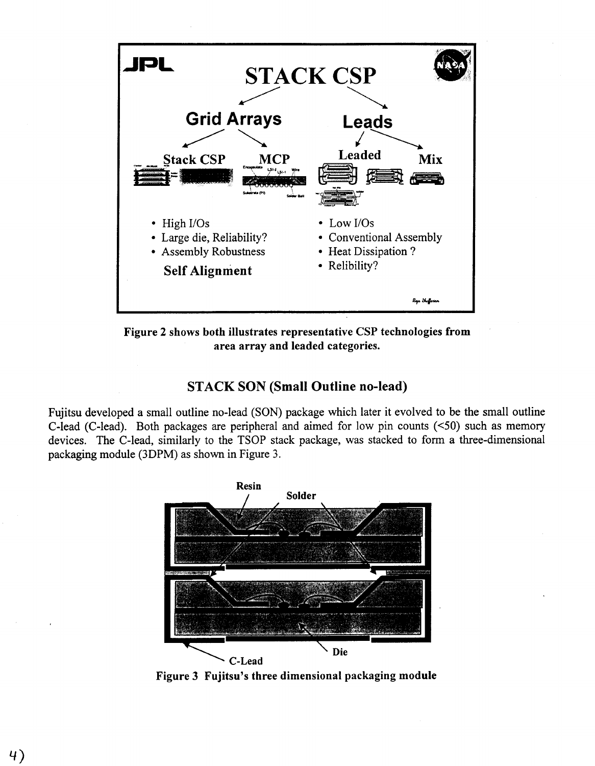# STACK CSP

Grid Arrays → Stack CSP, MCP

Leads → Leaded, Mix

- High I/Os
- Large die, Reliability?
- Assembly Robustness

**Self Alignment**

- Low I/Os
- Conventional Assembly
- Heat Dissipation ?
- Relibility?

**Figure 2 shows both illustrates representative CSP technologies from area array and leaded categories.**

## STACK SON (Small Outline no-lead)

Fujitsu developed a small outline no-lead (SON) package which later it evolved to be the small outline C-lead (C-lead). Both packages are peripheral and aimed for low pin counts (<50) such as memory devices. The C-lead, similarly to the TSOP stack package, was stacked to form a three-dimensional packaging module (3DPM) as shown in Figure 3.

Resin, Solder, C-Lead, Die

**Figure 3 Fujitsu's three dimensional packaging module**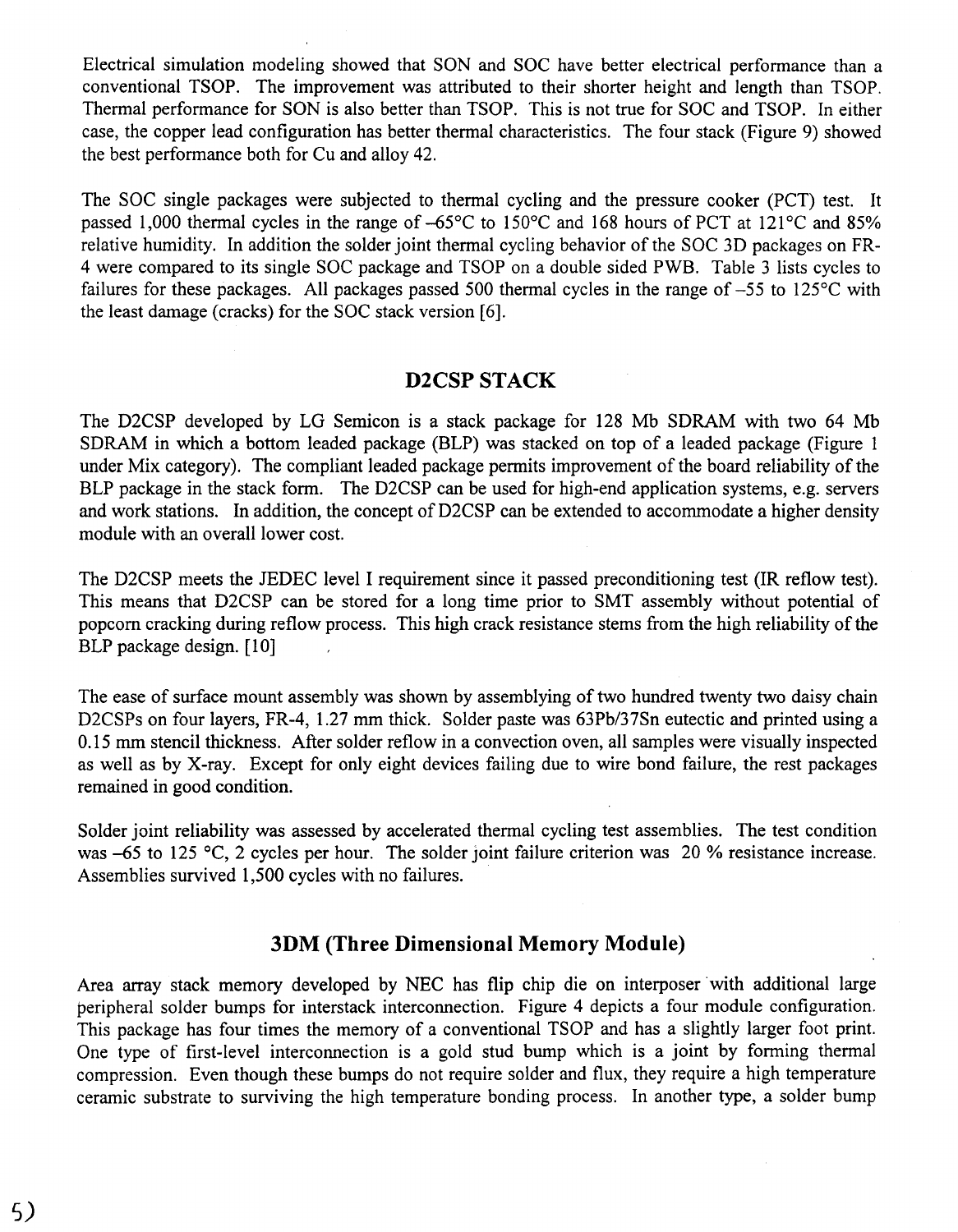Electrical simulation modeling showed that SON and SOC have better electrical performance than a conventional TSOP. The improvement was attributed to their shorter height and length than TSOP. Thermal performance for SON is also better than TSOP. This is not true for SOC and TSOP. In either case, the copper lead configuration has better thermal characteristics. The four stack (Figure 9) showed the best performance both for Cu and alloy 42.

The SOC single packages were subjected to thermal cycling and the pressure cooker (PCT) test. It passed 1,000 thermal cycles in the range of –65°C to 150°C and 168 hours of PCT at 121°C and 85% relative humidity. In addition the solder joint thermal cycling behavior of the SOC 3D packages on FR-4 were compared to its single SOC package and TSOP on a double sided PWB. Table 3 lists cycles to failures for these packages. All packages passed 500 thermal cycles in the range of –55 to 125°C with the least damage (cracks) for the SOC stack version [6].

## D2CSP STACK

The D2CSP developed by LG Semicon is a stack package for 128 Mb SDRAM with two 64 Mb SDRAM in which a bottom leaded package (BLP) was stacked on top of a leaded package (Figure 1 under Mix category). The compliant leaded package permits improvement of the board reliability of the BLP package in the stack form. The D2CSP can be used for high-end application systems, e.g. servers and work stations. In addition, the concept of D2CSP can be extended to accommodate a higher density module with an overall lower cost.

The D2CSP meets the JEDEC level I requirement since it passed preconditioning test (IR reflow test). This means that D2CSP can be stored for a long time prior to SMT assembly without potential of popcorn cracking during reflow process. This high crack resistance stems from the high reliability of the BLP package design. [10]

The ease of surface mount assembly was shown by assemblying of two hundred twenty two daisy chain D2CSPs on four layers, FR-4, 1.27 mm thick. Solder paste was 63Pb/37Sn eutectic and printed using a 0.15 mm stencil thickness. After solder reflow in a convection oven, all samples were visually inspected as well as by X-ray. Except for only eight devices failing due to wire bond failure, the rest packages remained in good condition.

Solder joint reliability was assessed by accelerated thermal cycling test assemblies. The test condition was –65 to 125 °C, 2 cycles per hour. The solder joint failure criterion was 20 % resistance increase. Assemblies survived 1,500 cycles with no failures.

## 3DM (Three Dimensional Memory Module)

Area array stack memory developed by NEC has flip chip die on interposer with additional large peripheral solder bumps for interstack interconnection. Figure 4 depicts a four module configuration. This package has four times the memory of a conventional TSOP and has a slightly larger foot print. One type of first-level interconnection is a gold stud bump which is a joint by forming thermal compression. Even though these bumps do not require solder and flux, they require a high temperature ceramic substrate to surviving the high temperature bonding process. In another type, a solder bump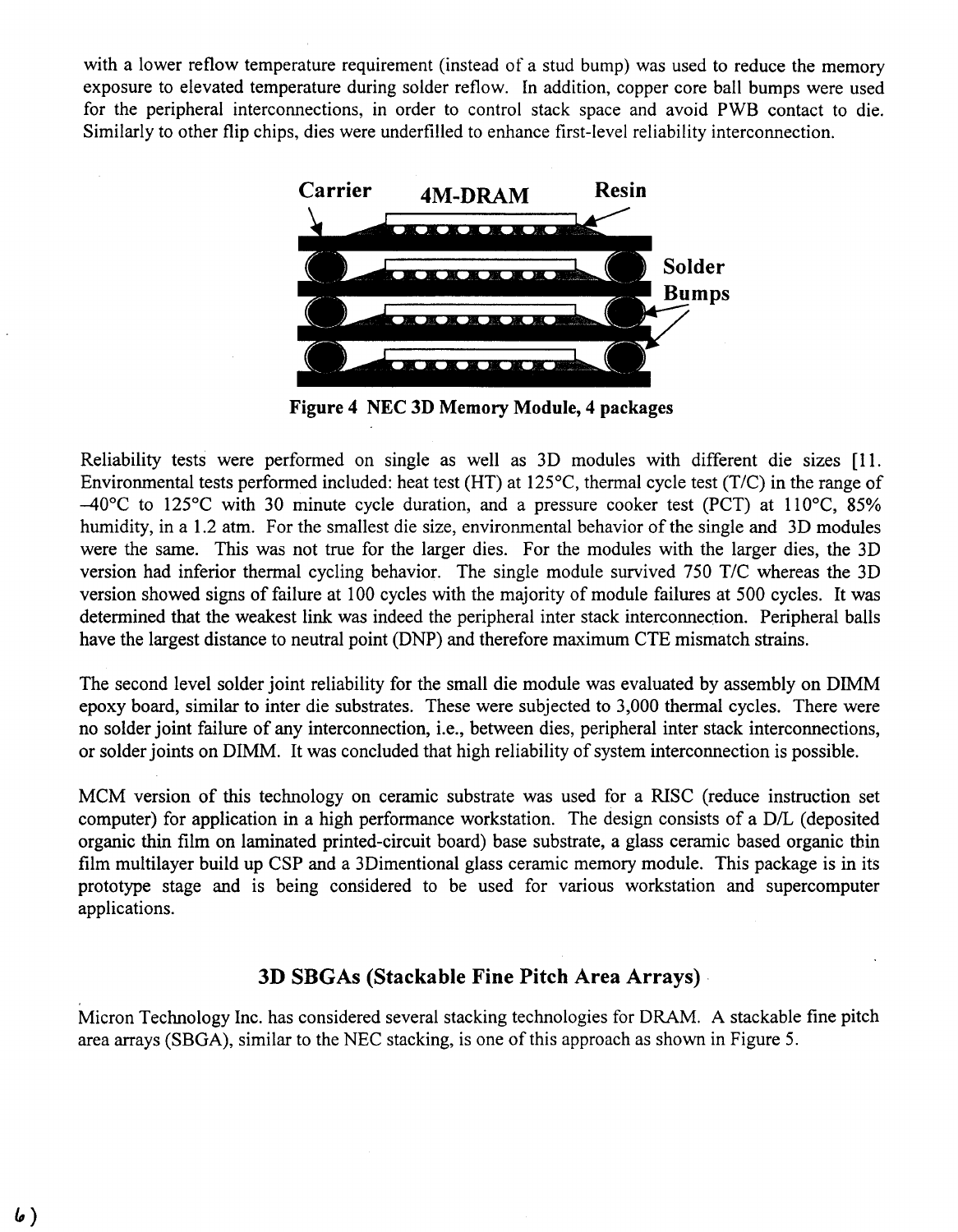with a lower reflow temperature requirement (instead of a stud bump) was used to reduce the memory exposure to elevated temperature during solder reflow. In addition, copper core ball bumps were used for the peripheral interconnections, in order to control stack space and avoid PWB contact to die. Similarly to other flip chips, dies were underfilled to enhance first-level reliability interconnection.

Carrier 4M-DRAM Resin

Solder Bumps

**Figure 4 NEC 3D Memory Module, 4 packages**

Reliability tests were performed on single as well as 3D modules with different die sizes [11. Environmental tests performed included: heat test (HT) at 125°C, thermal cycle test (T/C) in the range of –40°C to 125°C with 30 minute cycle duration, and a pressure cooker test (PCT) at 110°C, 85% humidity, in a 1.2 atm. For the smallest die size, environmental behavior of the single and 3D modules were the same. This was not true for the larger dies. For the modules with the larger dies, the 3D version had inferior thermal cycling behavior. The single module survived 750 T/C whereas the 3D version showed signs of failure at 100 cycles with the majority of module failures at 500 cycles. It was determined that the weakest link was indeed the peripheral inter stack interconnection. Peripheral balls have the largest distance to neutral point (DNP) and therefore maximum CTE mismatch strains.

The second level solder joint reliability for the small die module was evaluated by assembly on DIMM epoxy board, similar to inter die substrates. These were subjected to 3,000 thermal cycles. There were no solder joint failure of any interconnection, i.e., between dies, peripheral inter stack interconnections, or solder joints on DIMM. It was concluded that high reliability of system interconnection is possible.

MCM version of this technology on ceramic substrate was used for a RISC (reduce instruction set computer) for application in a high performance workstation. The design consists of a D/L (deposited organic thin film on laminated printed-circuit board) base substrate, a glass ceramic based organic thin film multilayer build up CSP and a 3Dimentional glass ceramic memory module. This package is in its prototype stage and is being considered to be used for various workstation and supercomputer applications.

## 3D SBGAs (Stackable Fine Pitch Area Arrays)

Micron Technology Inc. has considered several stacking technologies for DRAM. A stackable fine pitch area arrays (SBGA), similar to the NEC stacking, is one of this approach as shown in Figure 5.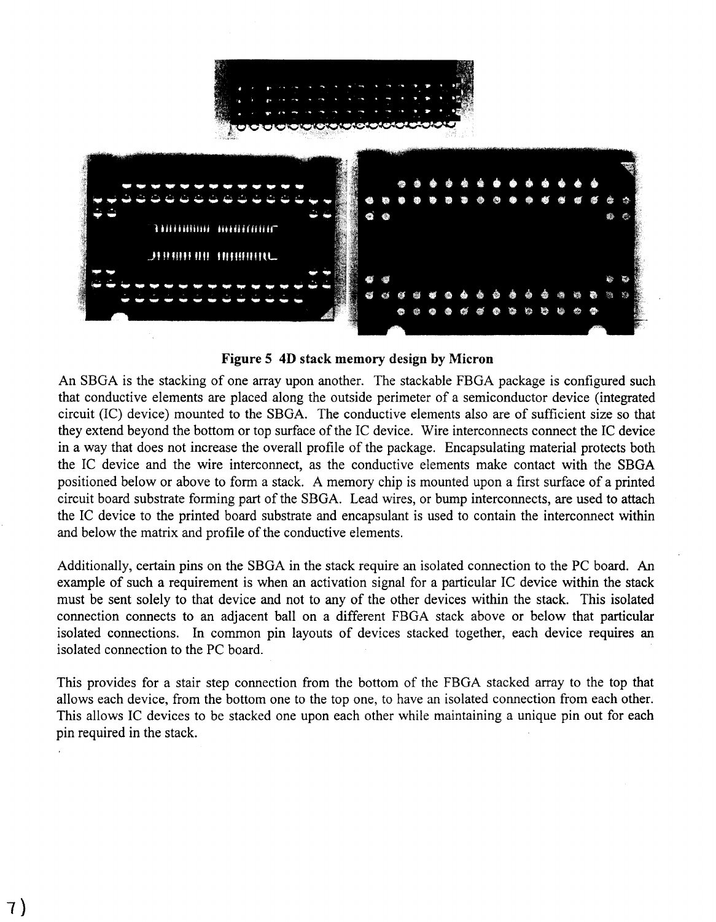**Figure 5 4D stack memory design by Micron**

An SBGA is the stacking of one array upon another. The stackable FBGA package is configured such that conductive elements are placed along the outside perimeter of a semiconductor device (integrated circuit (IC) device) mounted to the SBGA. The conductive elements also are of sufficient size so that they extend beyond the bottom or top surface of the IC device. Wire interconnects connect the IC device in a way that does not increase the overall profile of the package. Encapsulating material protects both the IC device and the wire interconnect, as the conductive elements make contact with the SBGA positioned below or above to form a stack. A memory chip is mounted upon a first surface of a printed circuit board substrate forming part of the SBGA. Lead wires, or bump interconnects, are used to attach the IC device to the printed board substrate and encapsulant is used to contain the interconnect within and below the matrix and profile of the conductive elements.

Additionally, certain pins on the SBGA in the stack require an isolated connection to the PC board. An example of such a requirement is when an activation signal for a particular IC device within the stack must be sent solely to that device and not to any of the other devices within the stack. This isolated connection connects to an adjacent ball on a different FBGA stack above or below that particular isolated connections. In common pin layouts of devices stacked together, each device requires an isolated connection to the PC board.

This provides for a stair step connection from the bottom of the FBGA stacked array to the top that allows each device, from the bottom one to the top one, to have an isolated connection from each other. This allows IC devices to be stacked one upon each other while maintaining a unique pin out for each pin required in the stack.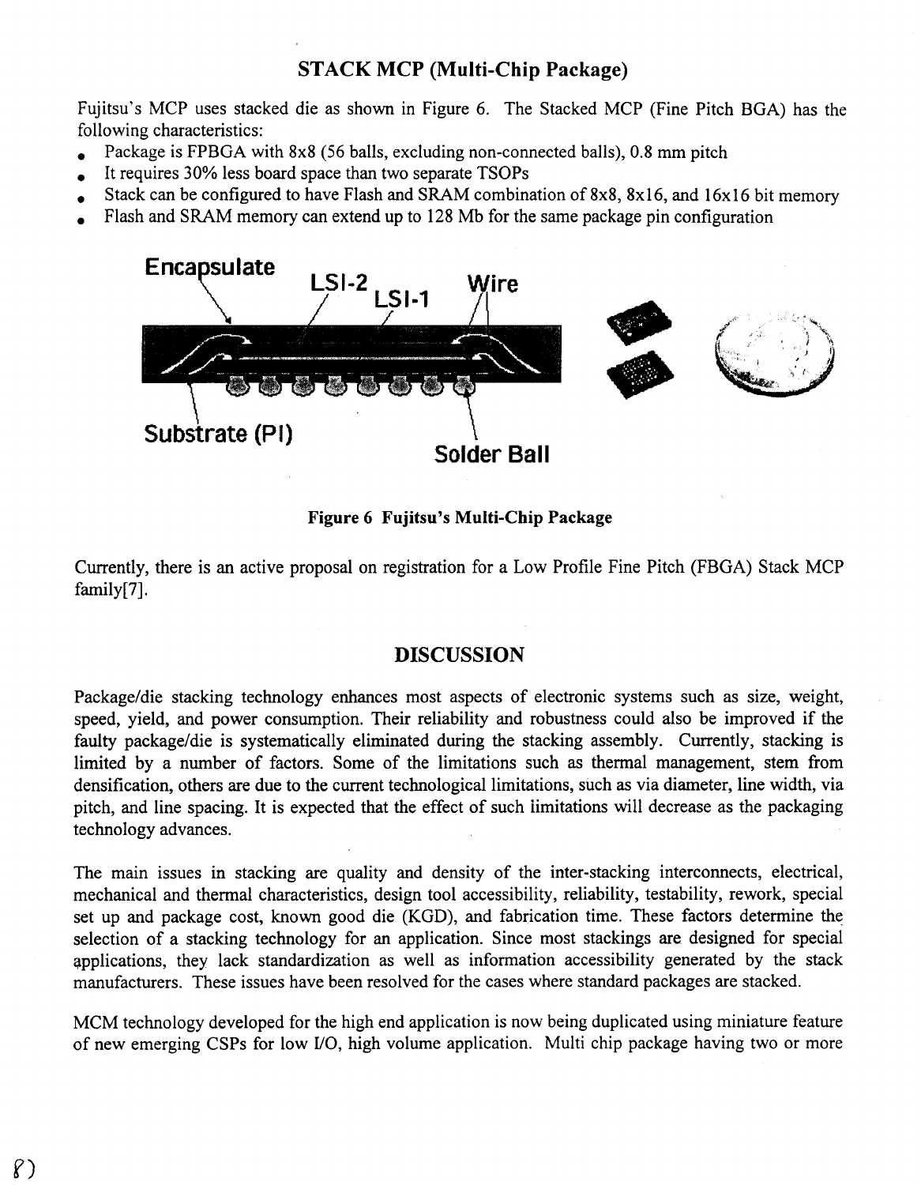## STACK MCP (Multi-Chip Package)

Fujitsu's MCP uses stacked die as shown in Figure 6. The Stacked MCP (Fine Pitch BGA) has the following characteristics:

- Package is FPBGA with 8x8 (56 balls, excluding non-connected balls), 0.8 mm pitch
- It requires 30% less board space than two separate TSOPs
- Stack can be configured to have Flash and SRAM combination of 8x8, 8x16, and 16x16 bit memory
- Flash and SRAM memory can extend up to 128 Mb for the same package pin configuration

Encapsulate LSI-2 LSI-1 Wire

Substrate (PI) Solder Ball

**Figure 6 Fujitsu's Multi-Chip Package**

Currently, there is an active proposal on registration for a Low Profile Fine Pitch (FBGA) Stack MCP family[7].

## DISCUSSION

Package/die stacking technology enhances most aspects of electronic systems such as size, weight, speed, yield, and power consumption. Their reliability and robustness could also be improved if the faulty package/die is systematically eliminated during the stacking assembly. Currently, stacking is limited by a number of factors. Some of the limitations such as thermal management, stem from densification, others are due to the current technological limitations, such as via diameter, line width, via pitch, and line spacing. It is expected that the effect of such limitations will decrease as the packaging technology advances.

The main issues in stacking are quality and density of the inter-stacking interconnects, electrical, mechanical and thermal characteristics, design tool accessibility, reliability, testability, rework, special set up and package cost, known good die (KGD), and fabrication time. These factors determine the selection of a stacking technology for an application. Since most stackings are designed for special applications, they lack standardization as well as information accessibility generated by the stack manufacturers. These issues have been resolved for the cases where standard packages are stacked.

MCM technology developed for the high end application is now being duplicated using miniature feature of new emerging CSPs for low I/O, high volume application. Multi chip package having two or more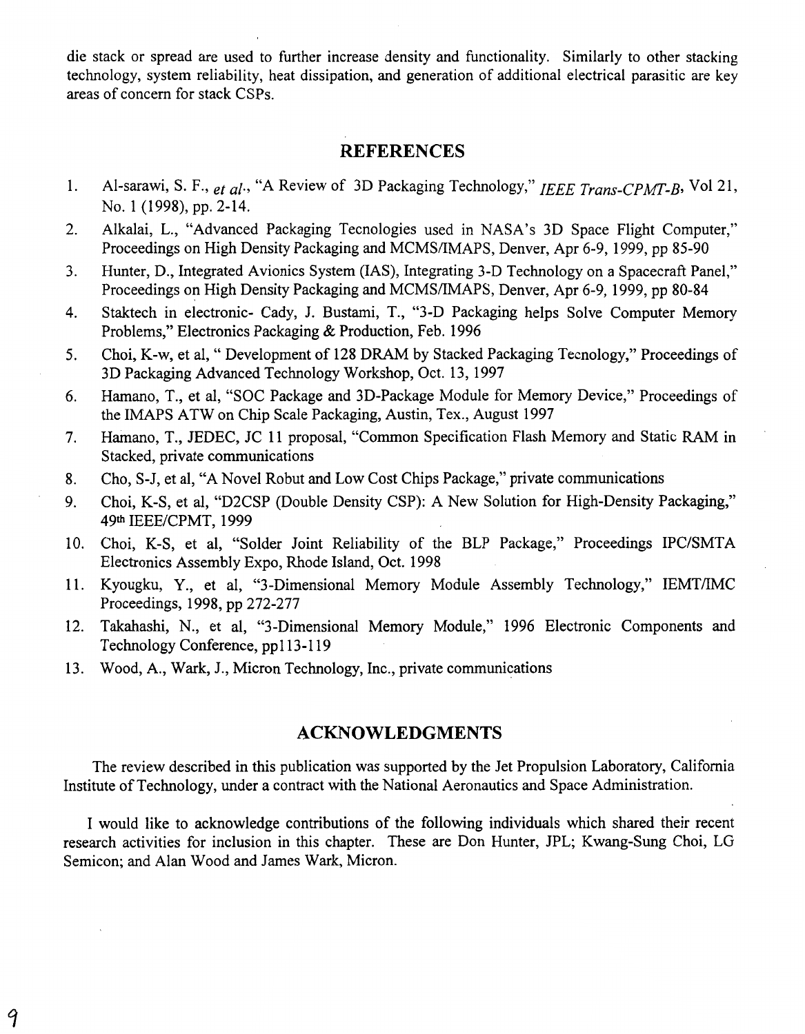die stack or spread are used to further increase density and functionality. Similarly to other stacking technology, system reliability, heat dissipation, and generation of additional electrical parasitic are key areas of concern for stack CSPs.

## REFERENCES

1. Al-sarawi, S. F., *et al*., "A Review of 3D Packaging Technology," *IEEE Trans-CPMT-B*, Vol 21, No. 1 (1998), pp. 2-14.
2. Alkalai, L., "Advanced Packaging Tecnologies used in NASA's 3D Space Flight Computer," Proceedings on High Density Packaging and MCMS/IMAPS, Denver, Apr 6-9, 1999, pp 85-90
3. Hunter, D., Integrated Avionics System (IAS), Integrating 3-D Technology on a Spacecraft Panel," Proceedings on High Density Packaging and MCMS/IMAPS, Denver, Apr 6-9, 1999, pp 80-84
4. Staktech in electronic- Cady, J. Bustami, T., "3-D Packaging helps Solve Computer Memory Problems," Electronics Packaging & Production, Feb. 1996
5. Choi, K-w, et al, " Development of 128 DRAM by Stacked Packaging Tecnology," Proceedings of 3D Packaging Advanced Technology Workshop, Oct. 13, 1997
6. Hamano, T., et al, "SOC Package and 3D-Package Module for Memory Device," Proceedings of the IMAPS ATW on Chip Scale Packaging, Austin, Tex., August 1997
7. Hamano, T., JEDEC, JC 11 proposal, "Common Specification Flash Memory and Static RAM in Stacked, private communications
8. Cho, S-J, et al, "A Novel Robut and Low Cost Chips Package," private communications
9. Choi, K-S, et al, "D2CSP (Double Density CSP): A New Solution for High-Density Packaging," 49th IEEE/CPMT, 1999
10. Choi, K-S, et al, "Solder Joint Reliability of the BLP Package," Proceedings IPC/SMTA Electronics Assembly Expo, Rhode Island, Oct. 1998
11. Kyougku, Y., et al, "3-Dimensional Memory Module Assembly Technology," IEMT/IMC Proceedings, 1998, pp 272-277
12. Takahashi, N., et al, "3-Dimensional Memory Module," 1996 Electronic Components and Technology Conference, pp113-119
13. Wood, A., Wark, J., Micron Technology, Inc., private communications

## ACKNOWLEDGMENTS

The review described in this publication was supported by the Jet Propulsion Laboratory, California Institute of Technology, under a contract with the National Aeronautics and Space Administration.

I would like to acknowledge contributions of the following individuals which shared their recent research activities for inclusion in this chapter. These are Don Hunter, JPL; Kwang-Sung Choi, LG Semicon; and Alan Wood and James Wark, Micron.